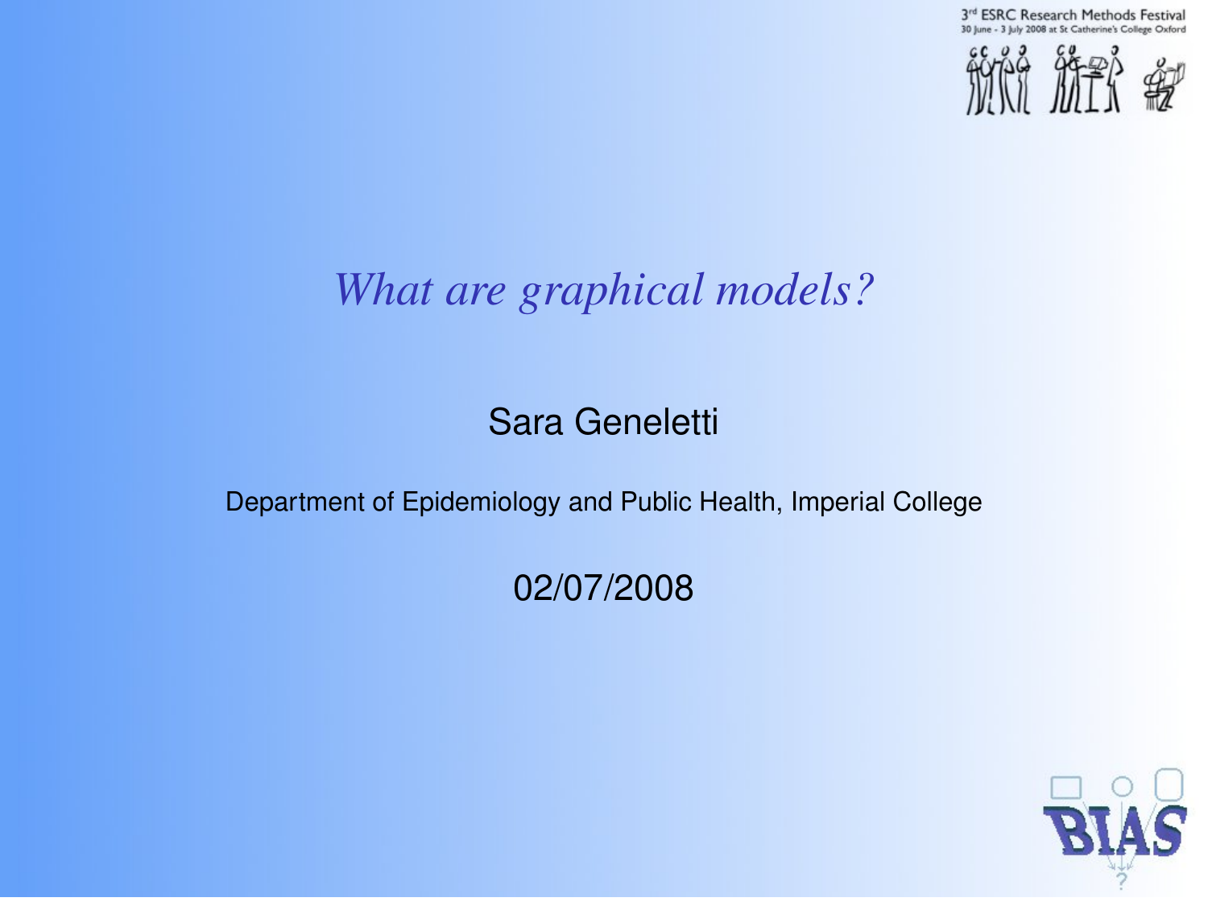3rd ESRC Research Methods Festival
30 June - 3 July 2008 at St Catherine's College Oxford

# *What are graphical models?*

Sara Geneletti

Department of Epidemiology and Public Health, Imperial College

02/07/2008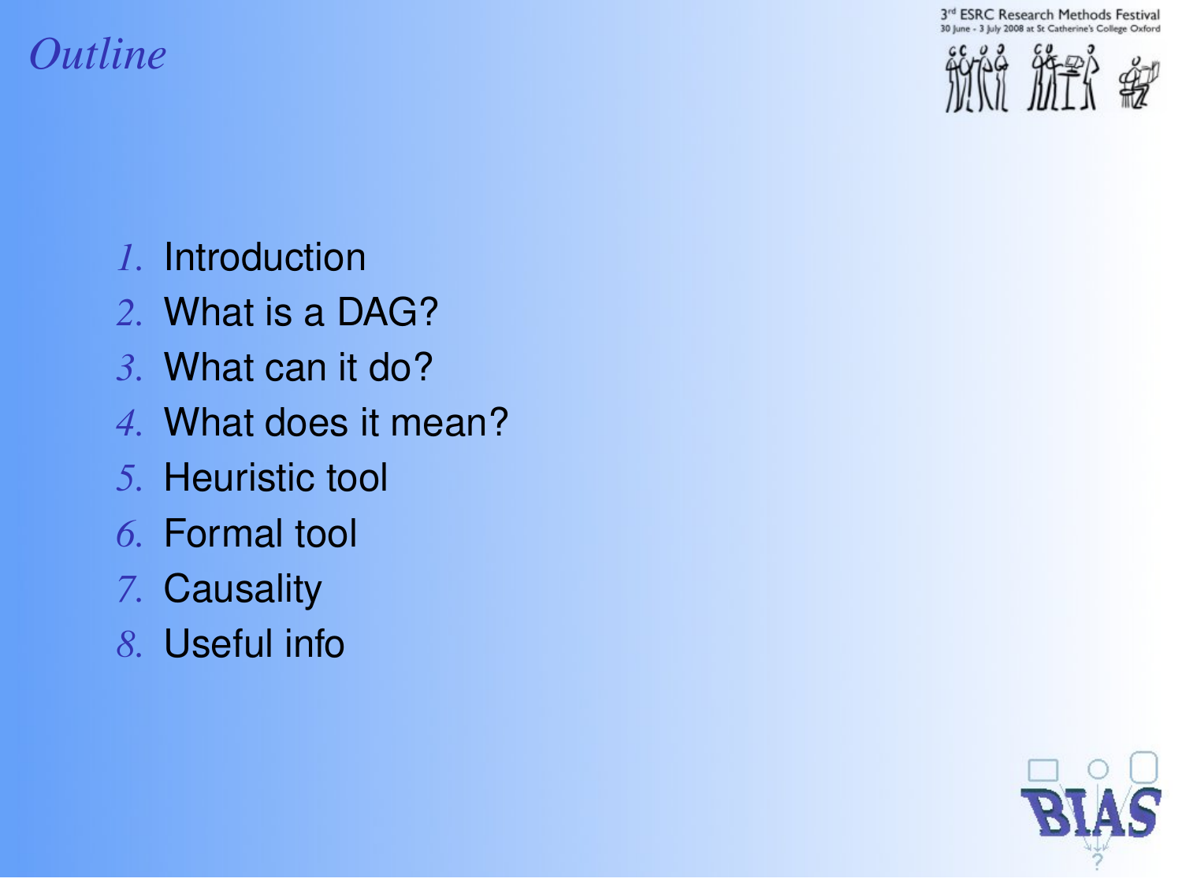# *Outline*

1. Introduction
2. What is a DAG?
3. What can it do?
4. What does it mean?
5. Heuristic tool
6. Formal tool
7. Causality
8. Useful info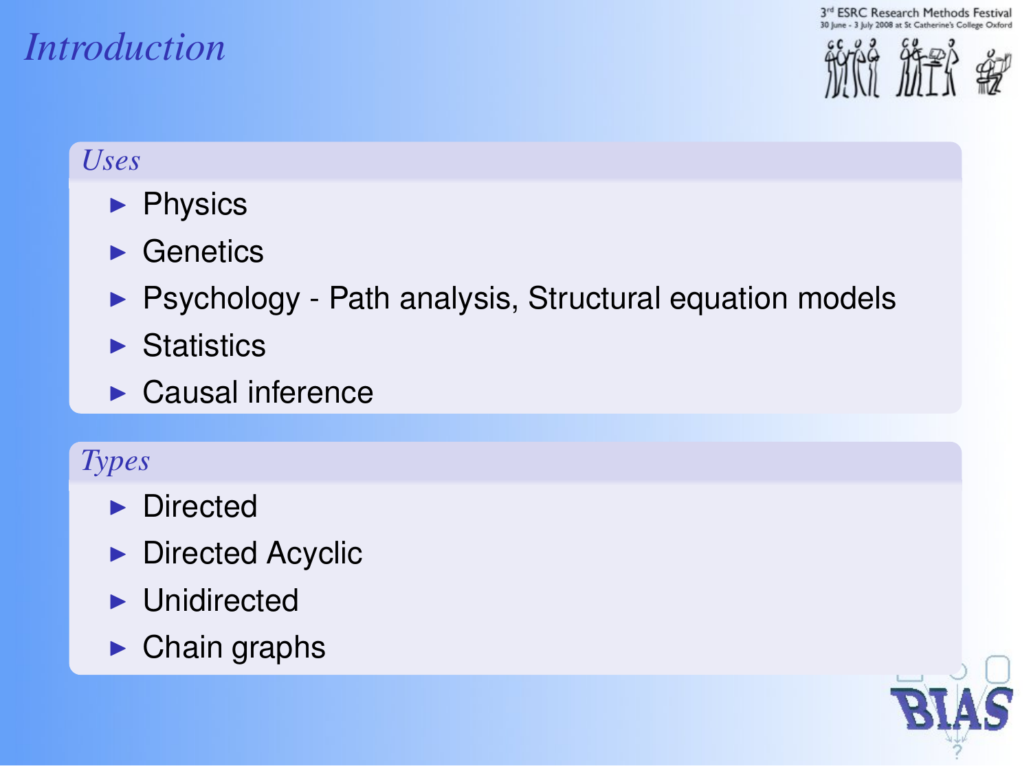# Introduction

## Uses

- Physics
- Genetics
- Psychology - Path analysis, Structural equation models
- Statistics
- Causal inference

## Types

- Directed
- Directed Acyclic
- Unidirected
- Chain graphs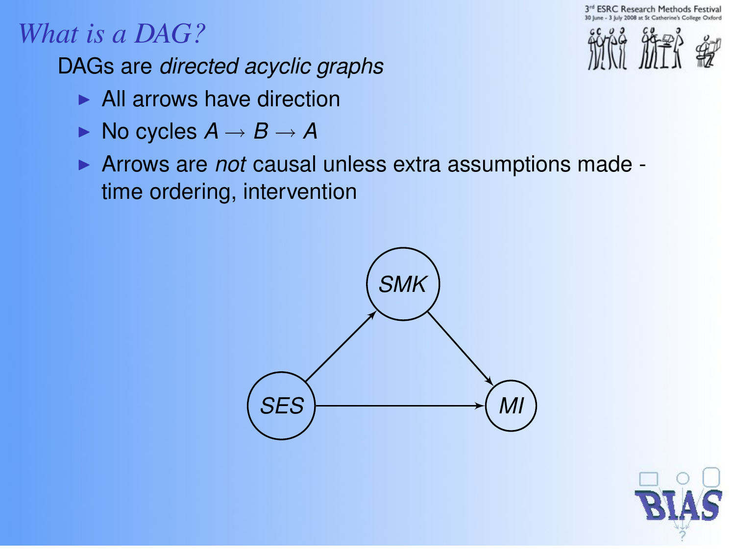# What is a DAG?

DAGs are *directed acyclic graphs*

- All arrows have direction
- No cycles $A \rightarrow B \rightarrow A$
- Arrows are *not* causal unless extra assumptions made - time ordering, intervention

*SMK*

*SES* *MI*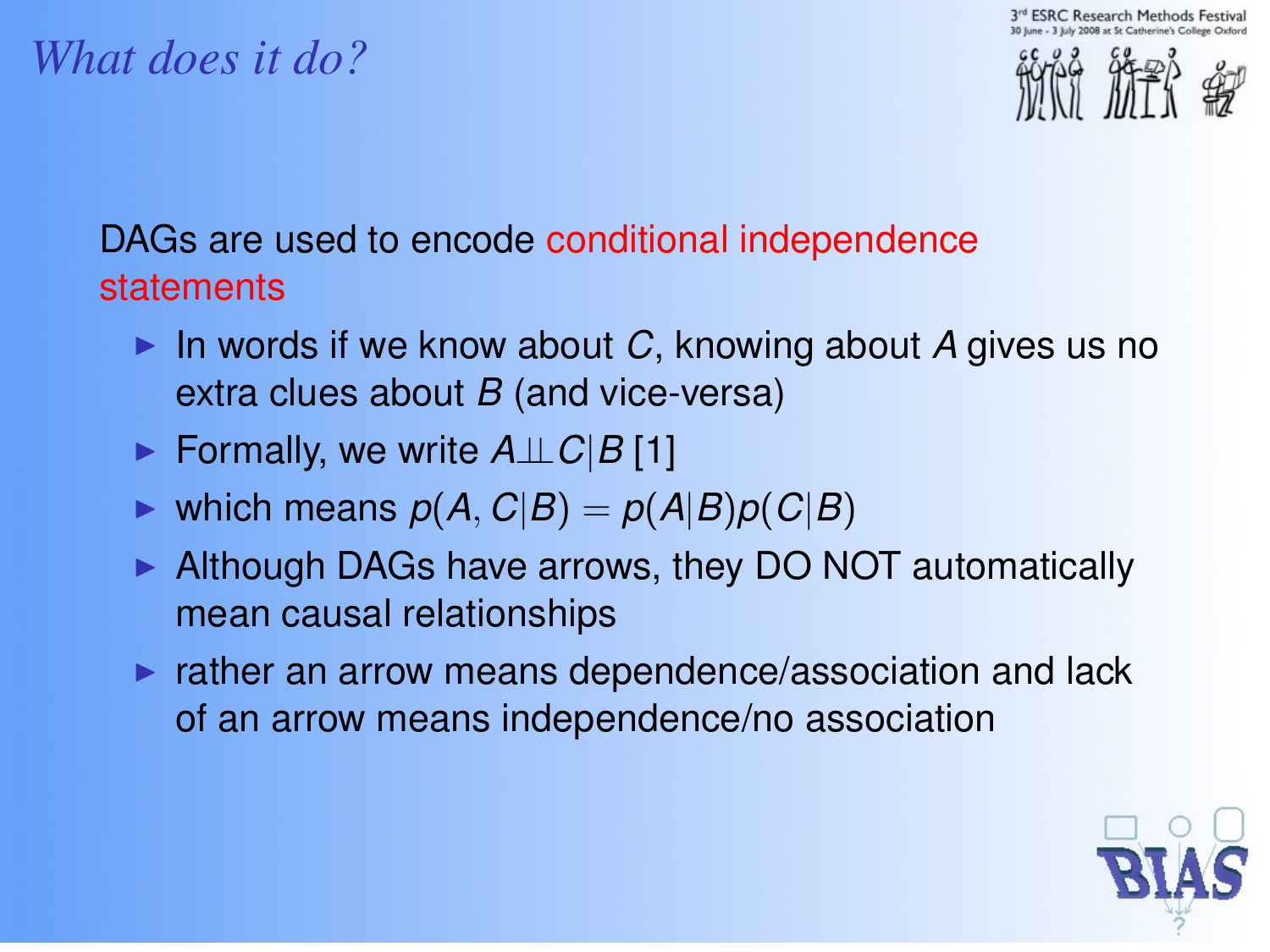# *What does it do?*

DAGs are used to encode conditional independence statements

- In words if we know about $C$, knowing about $A$ gives us no extra clues about $B$ (and vice-versa)
- Formally, we write $A \perp\!\!\!\perp C | B$ [1]
- which means $p(A, C|B) = p(A|B)p(C|B)$
- Although DAGs have arrows, they DO NOT automatically mean causal relationships
- rather an arrow means dependence/association and lack of an arrow means independence/no association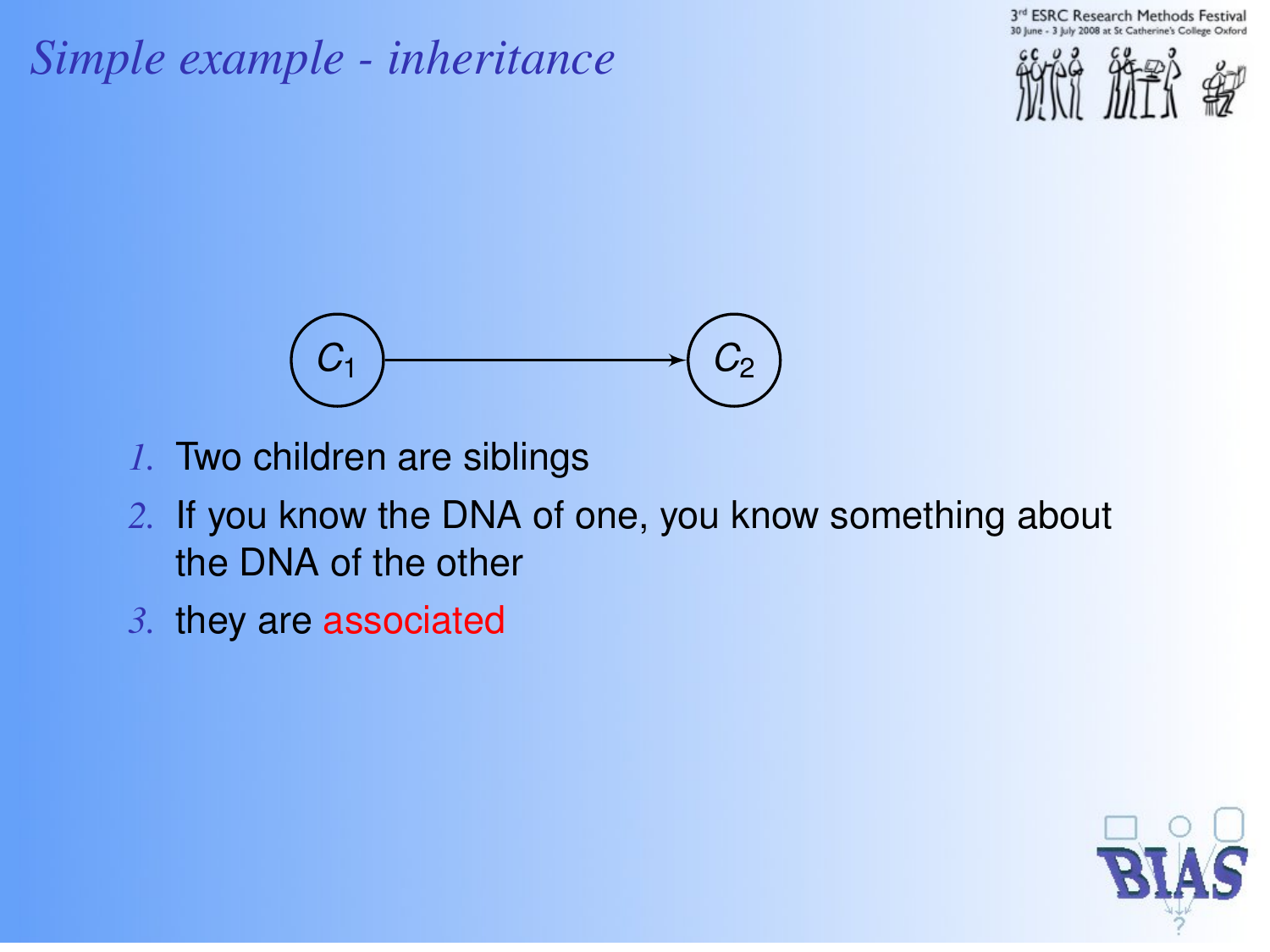# *Simple example - inheritance*

$C_1 \rightarrow C_2$

1. Two children are siblings
2. If you know the DNA of one, you know something about the DNA of the other
3. they are associated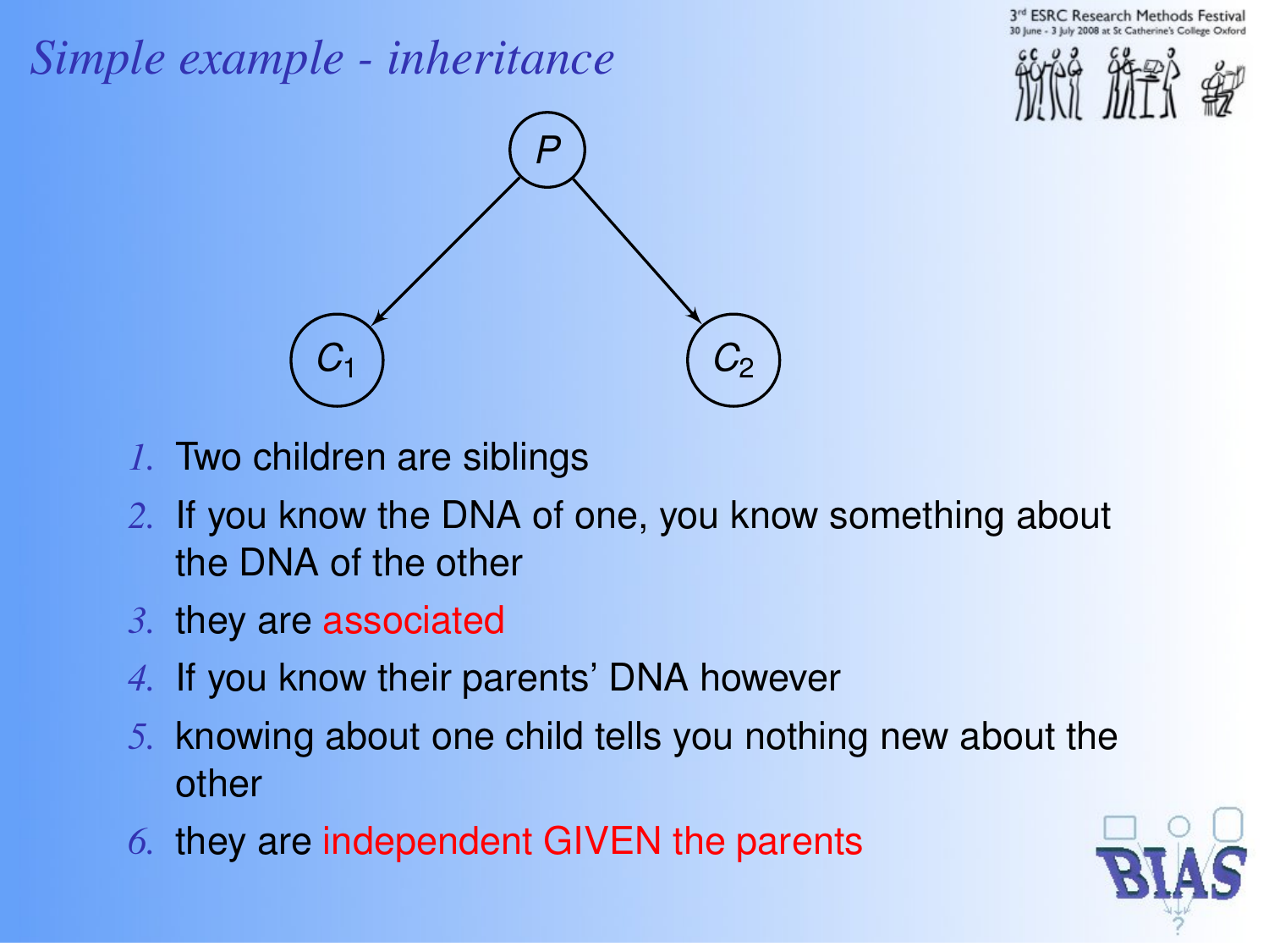# *Simple example - inheritance*

1. Two children are siblings
2. If you know the DNA of one, you know something about the DNA of the other
3. they are associated
4. If you know their parents' DNA however
5. knowing about one child tells you nothing new about the other
6. they are independent GIVEN the parents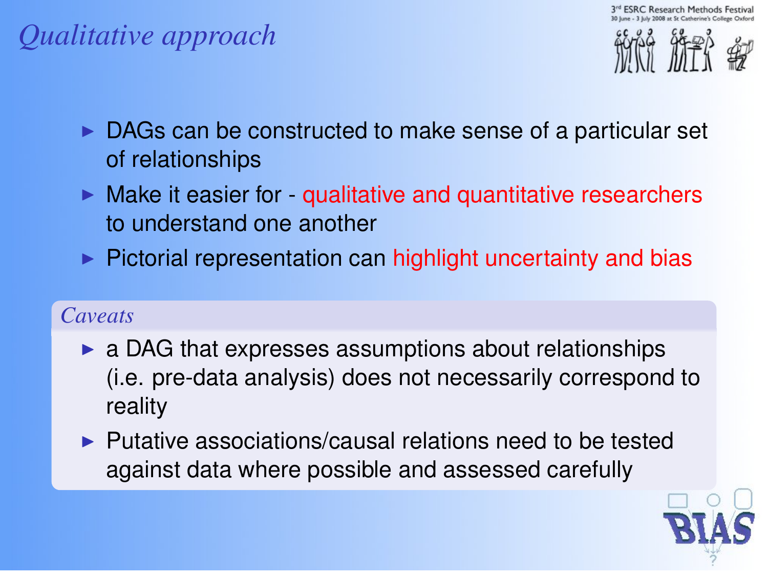# *Qualitative approach*

- DAGs can be constructed to make sense of a particular set of relationships
- Make it easier for - qualitative and quantitative researchers to understand one another
- Pictorial representation can highlight uncertainty and bias

### *Caveats*

- a DAG that expresses assumptions about relationships (i.e. pre-data analysis) does not necessarily correspond to reality
- Putative associations/causal relations need to be tested against data where possible and assessed carefully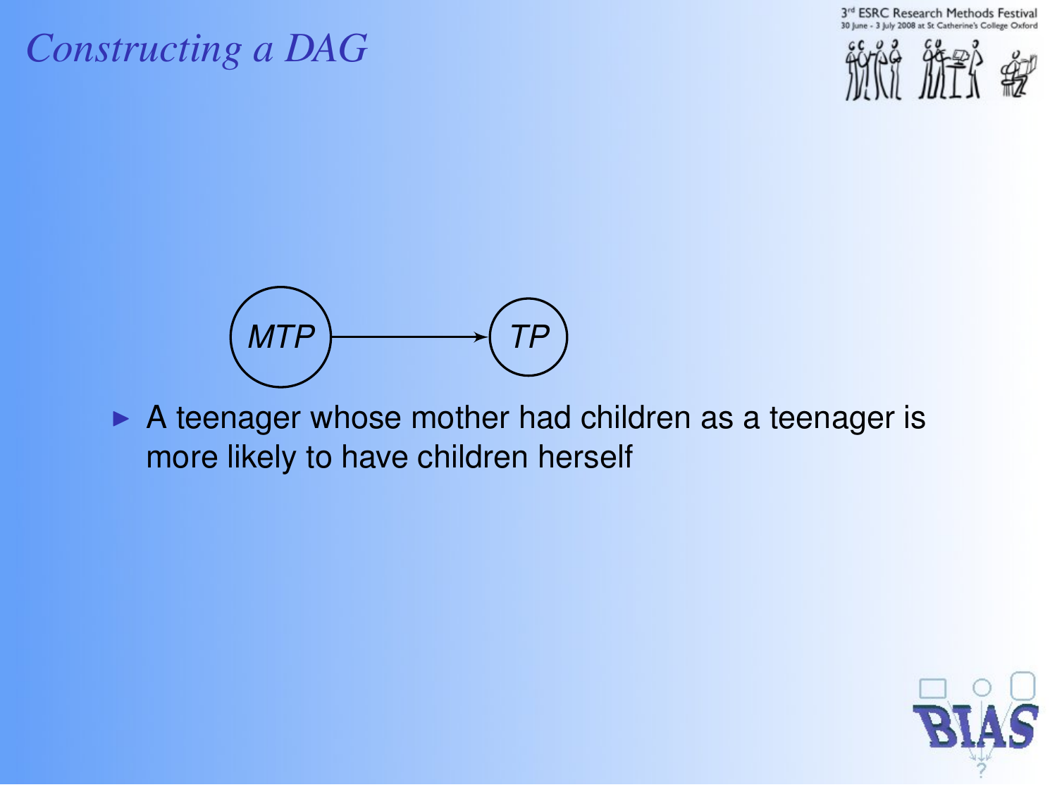# Constructing a DAG

MTP → TP

- A teenager whose mother had children as a teenager is more likely to have children herself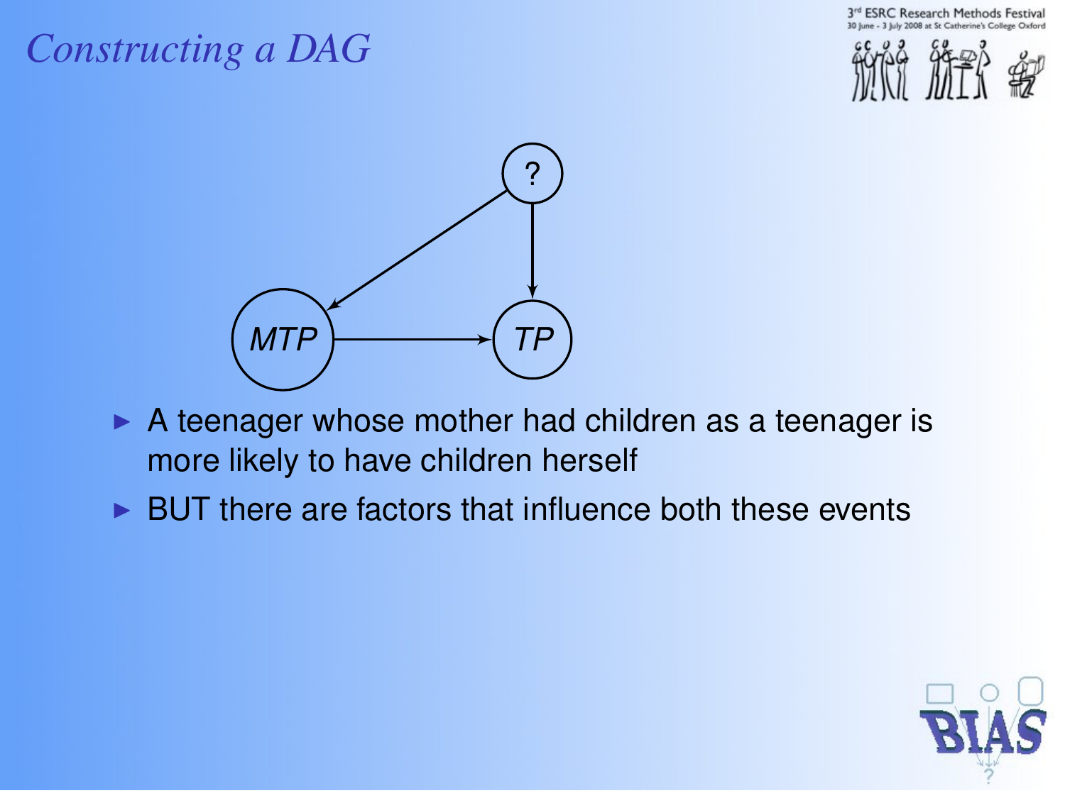# Constructing a DAG

- A teenager whose mother had children as a teenager is more likely to have children herself
- BUT there are factors that influence both these events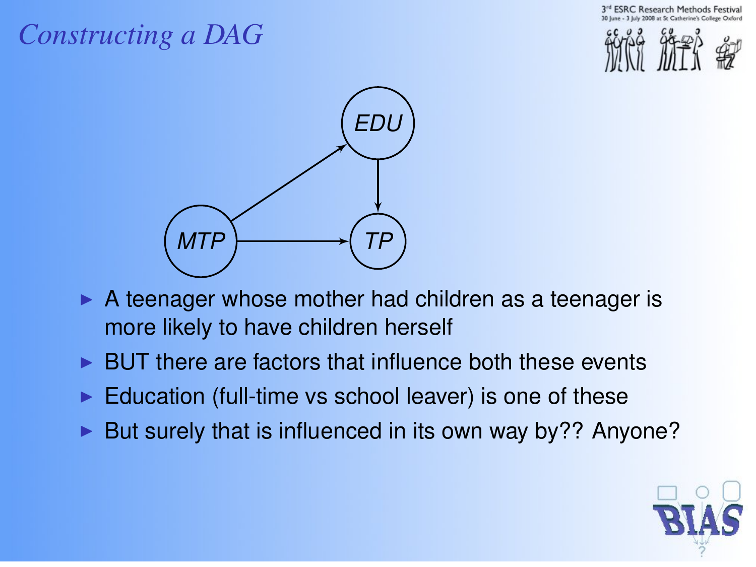# Constructing a DAG

- A teenager whose mother had children as a teenager is more likely to have children herself
- BUT there are factors that influence both these events
- Education (full-time vs school leaver) is one of these
- But surely that is influenced in its own way by?? Anyone?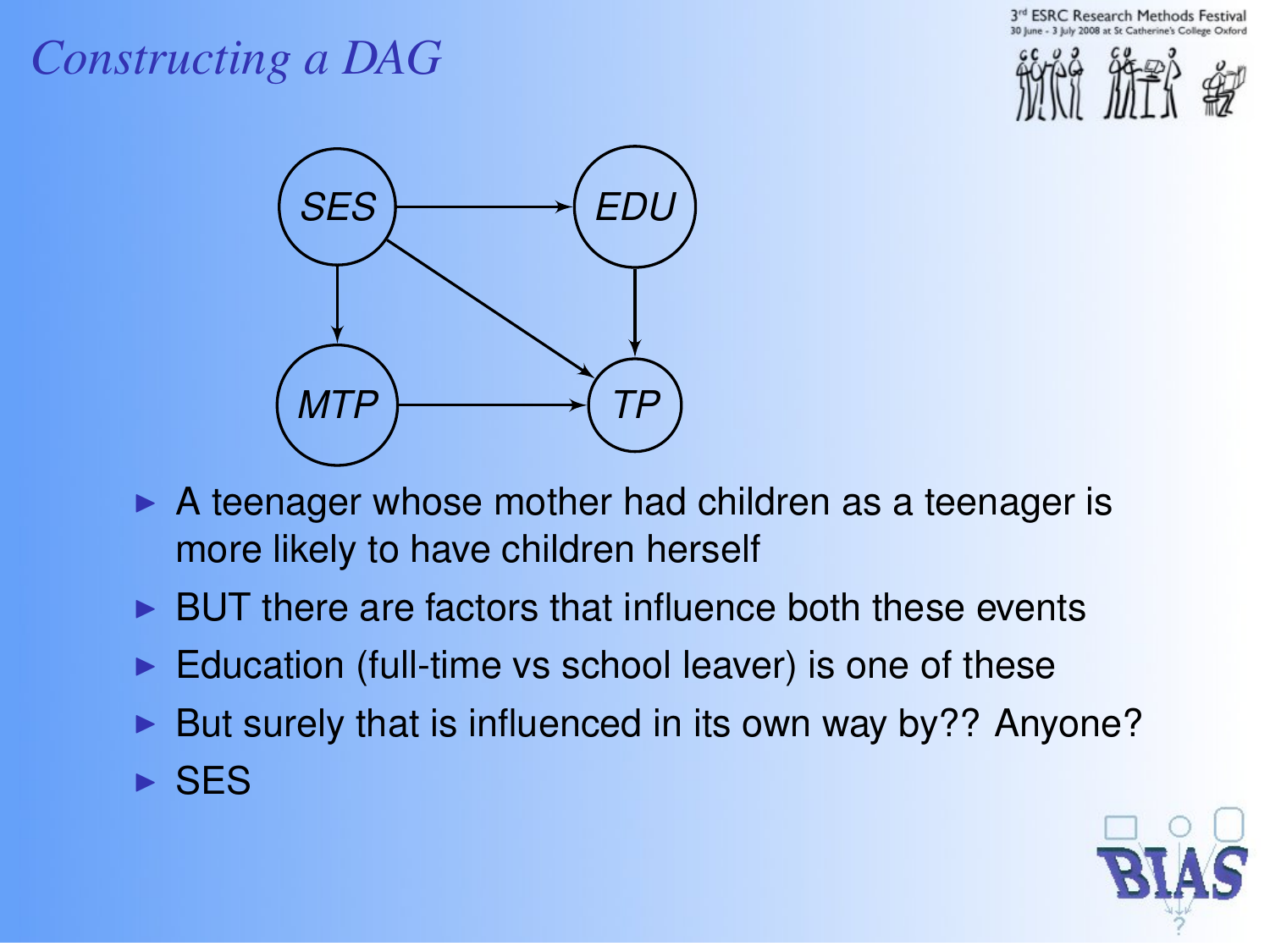# *Constructing a DAG*

- A teenager whose mother had children as a teenager is more likely to have children herself
- BUT there are factors that influence both these events
- Education (full-time vs school leaver) is one of these
- But surely that is influenced in its own way by?? Anyone?
- SES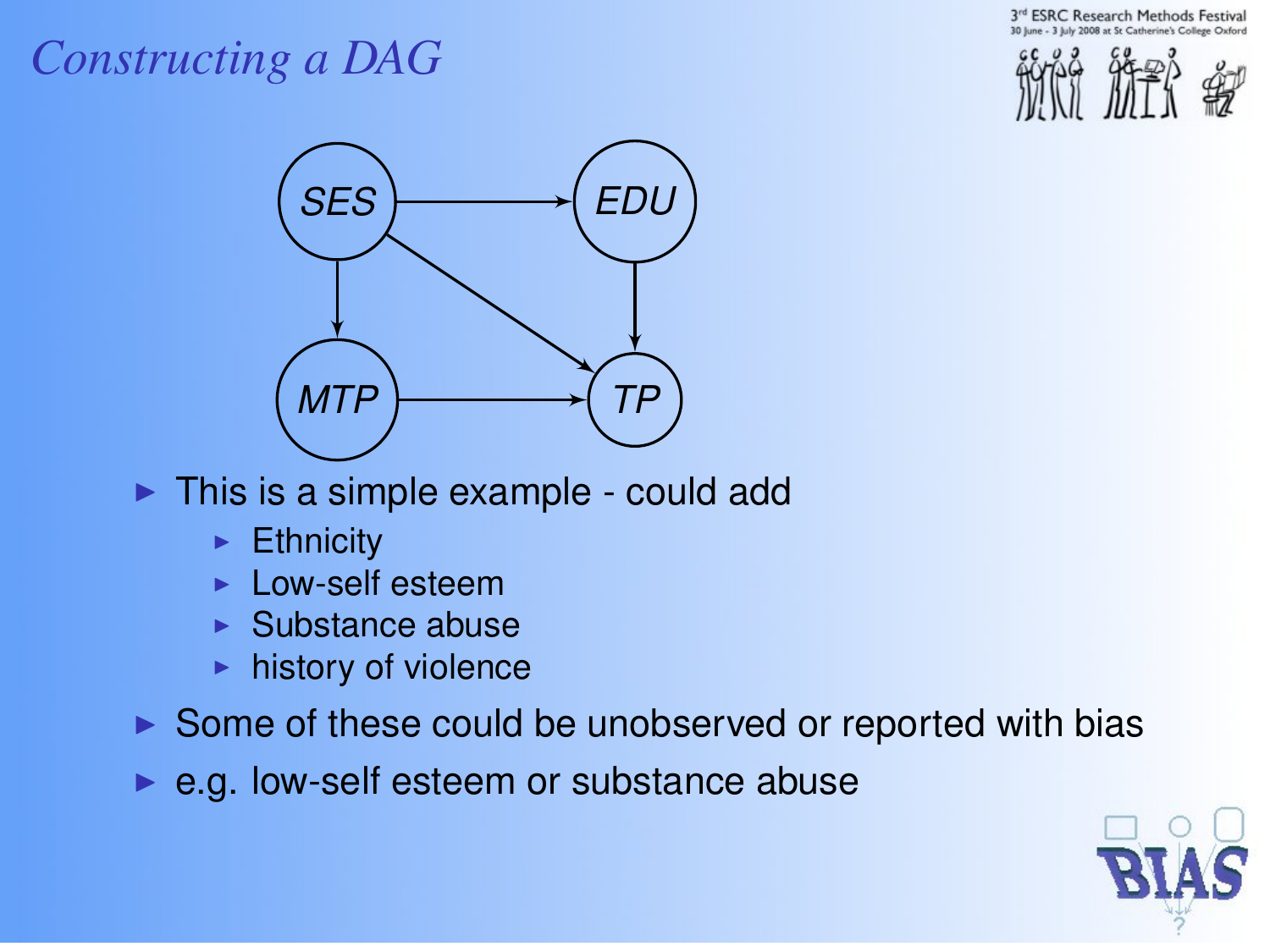## *Constructing a DAG*

SES → EDU, SES → MTP, SES → TP, EDU → TP, MTP → TP

- This is a simple example - could add
  - Ethnicity
  - Low-self esteem
  - Substance abuse
  - history of violence
- Some of these could be unobserved or reported with bias
- e.g. low-self esteem or substance abuse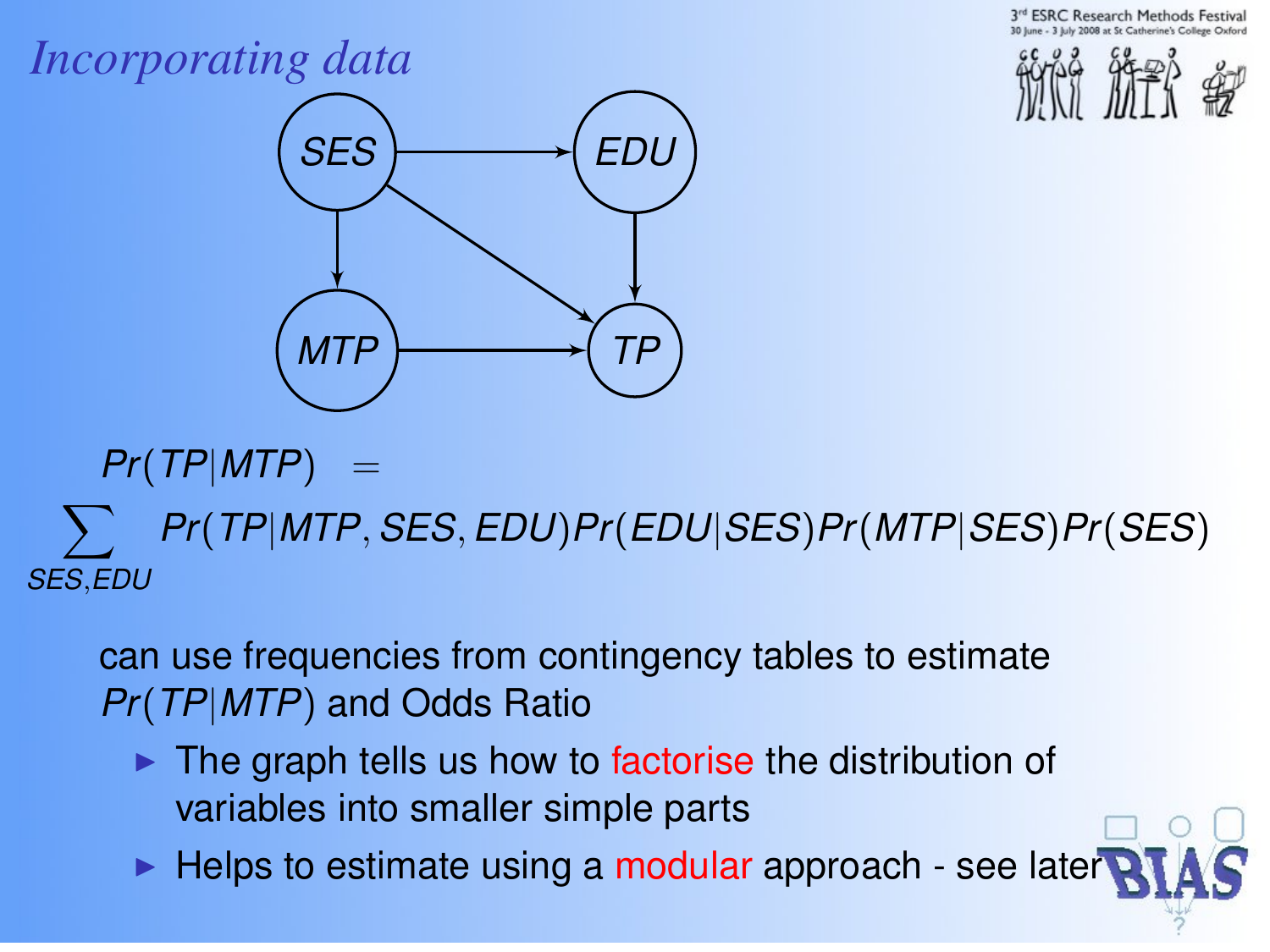# Incorporating data

$$Pr(TP|MTP) = \sum_{SES,EDU} Pr(TP|MTP, SES, EDU)Pr(EDU|SES)Pr(MTP|SES)Pr(SES)$$

can use frequencies from contingency tables to estimate $Pr(TP|MTP)$ and Odds Ratio

- The graph tells us how to factorise the distribution of variables into smaller simple parts
- Helps to estimate using a modular approach - see later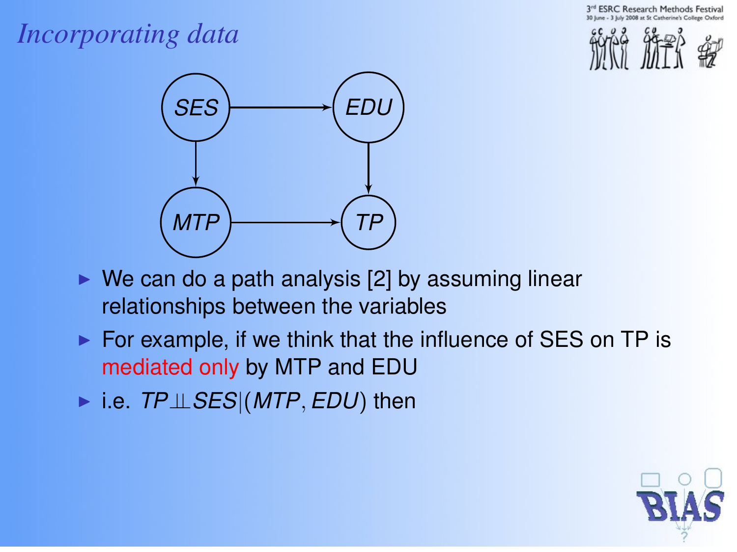# *Incorporating data*

- We can do a path analysis [2] by assuming linear relationships between the variables
- For example, if we think that the influence of SES on TP is mediated only by MTP and EDU
- i.e. $TP \perp\!\!\!\perp SES \mid (MTP, EDU)$ then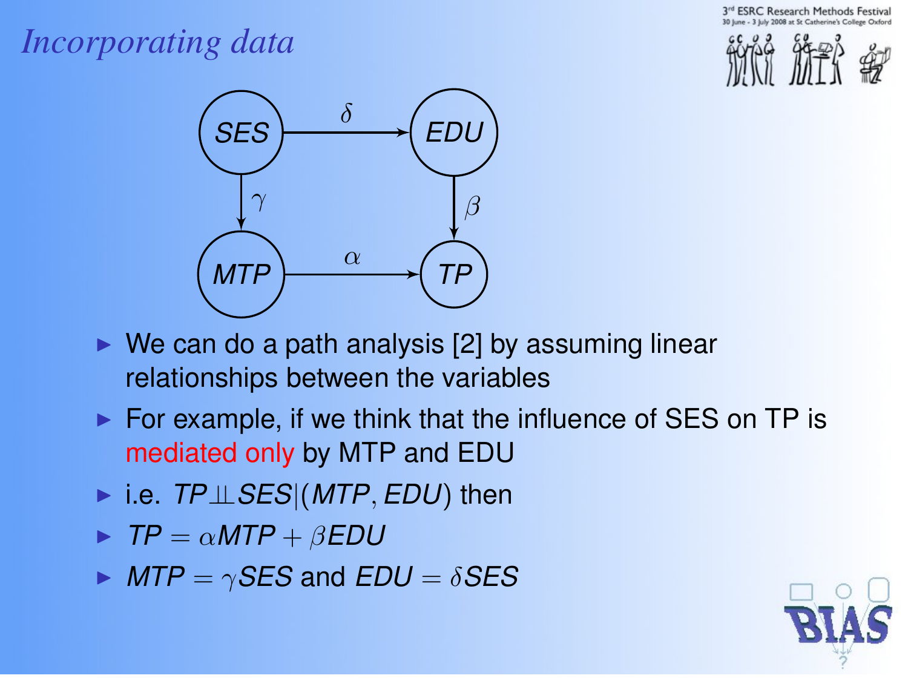# Incorporating data

- We can do a path analysis [2] by assuming linear relationships between the variables
- For example, if we think that the influence of SES on TP is mediated only by MTP and EDU
- i.e. $TP \perp\!\!\!\perp SES | (MTP, EDU)$ then
- $TP = \alpha MTP + \beta EDU$
- $MTP = \gamma SES$ and $EDU = \delta SES$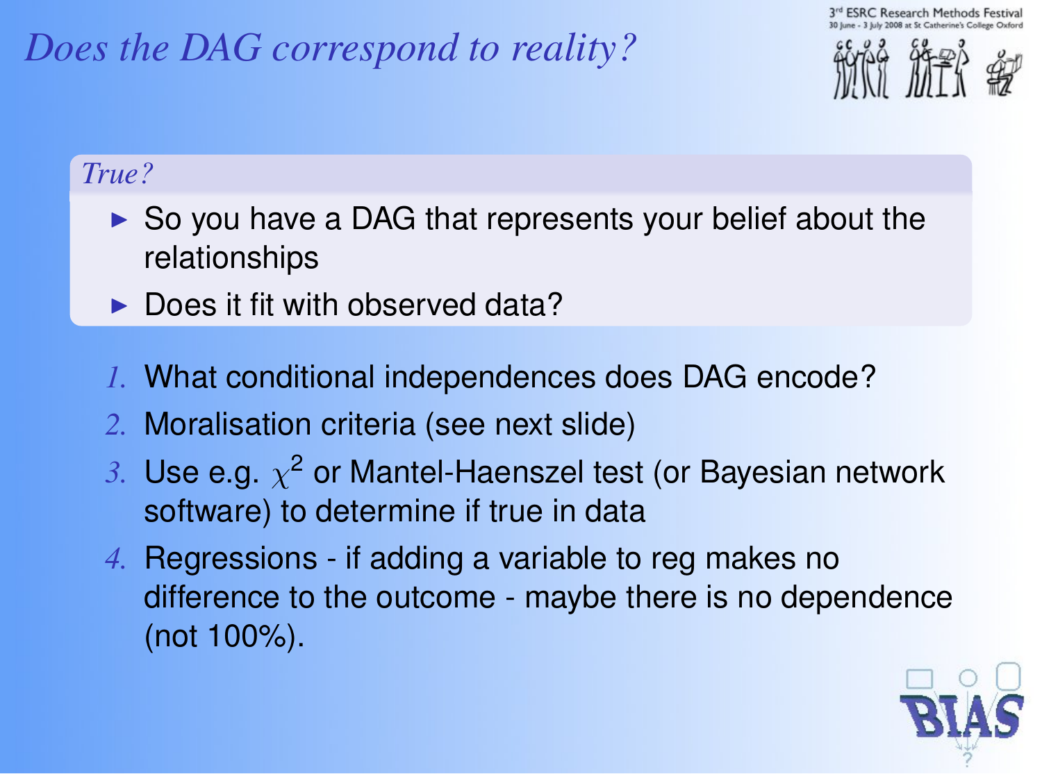# Does the DAG correspond to reality?

*True?*

- So you have a DAG that represents your belief about the relationships
- Does it fit with observed data?

1. What conditional independences does DAG encode?
2. Moralisation criteria (see next slide)
3. Use e.g. $\chi^2$ or Mantel-Haenszel test (or Bayesian network software) to determine if true in data
4. Regressions - if adding a variable to reg makes no difference to the outcome - maybe there is no dependence (not 100%).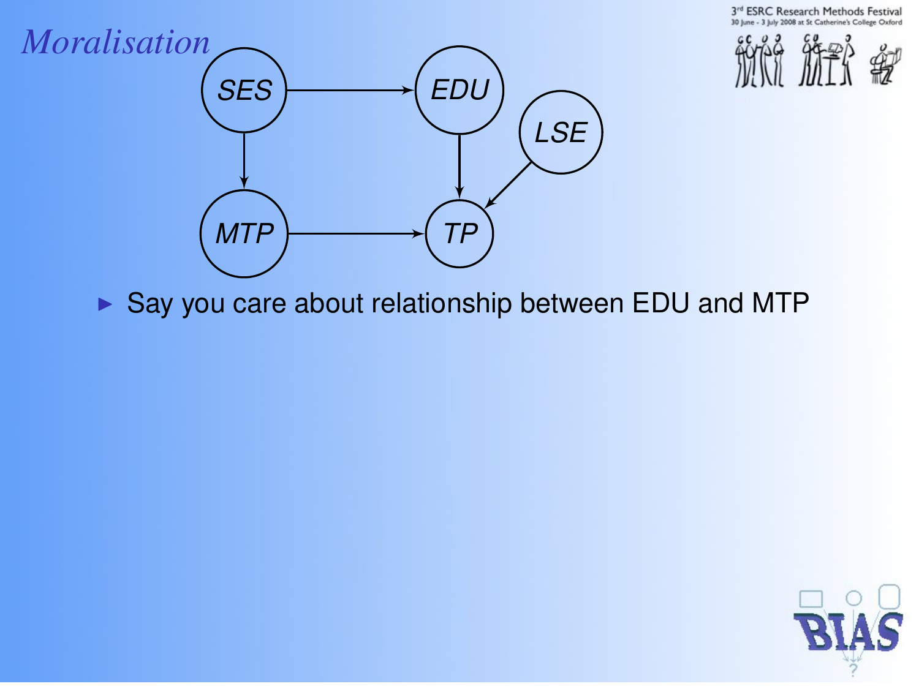# Moralisation

- Say you care about relationship between EDU and MTP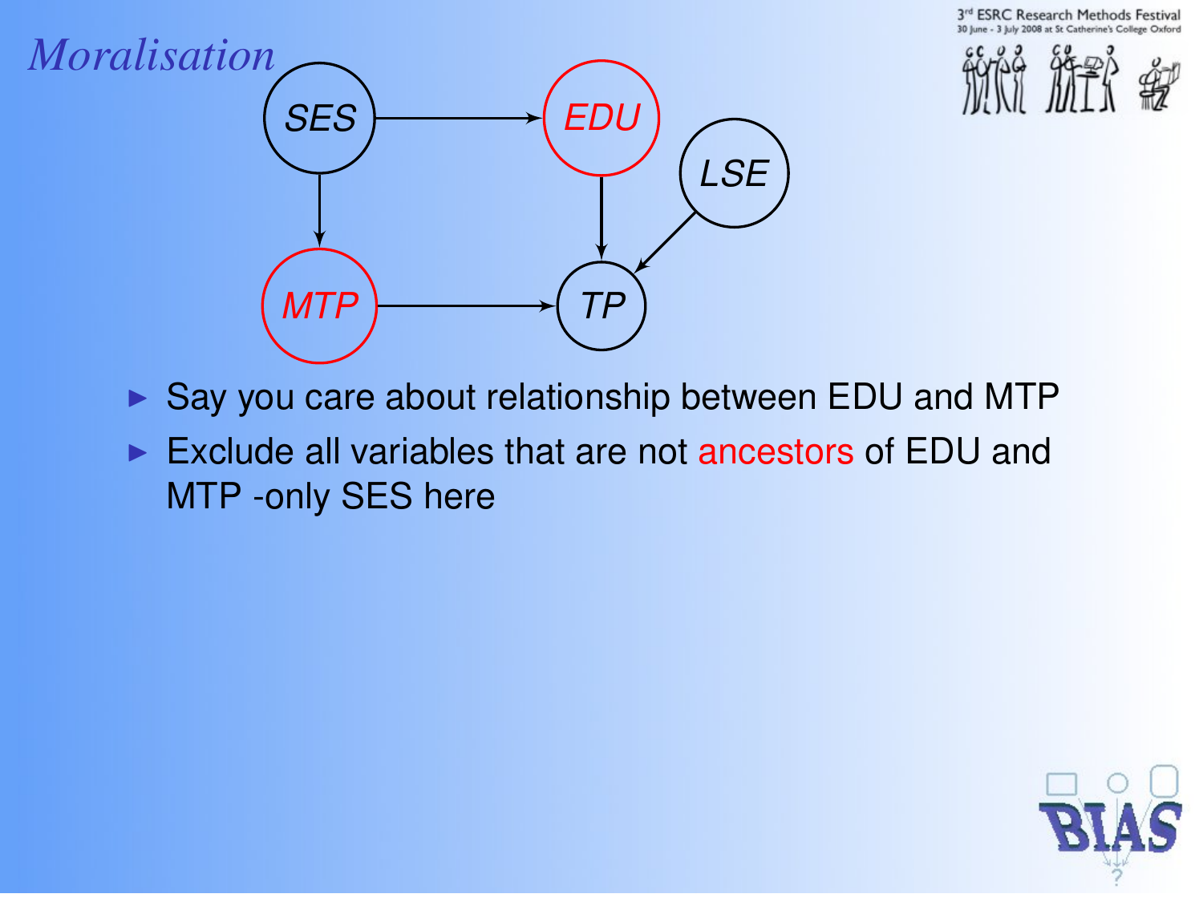# Moralisation

- Say you care about relationship between EDU and MTP
- Exclude all variables that are not ancestors of EDU and MTP -only SES here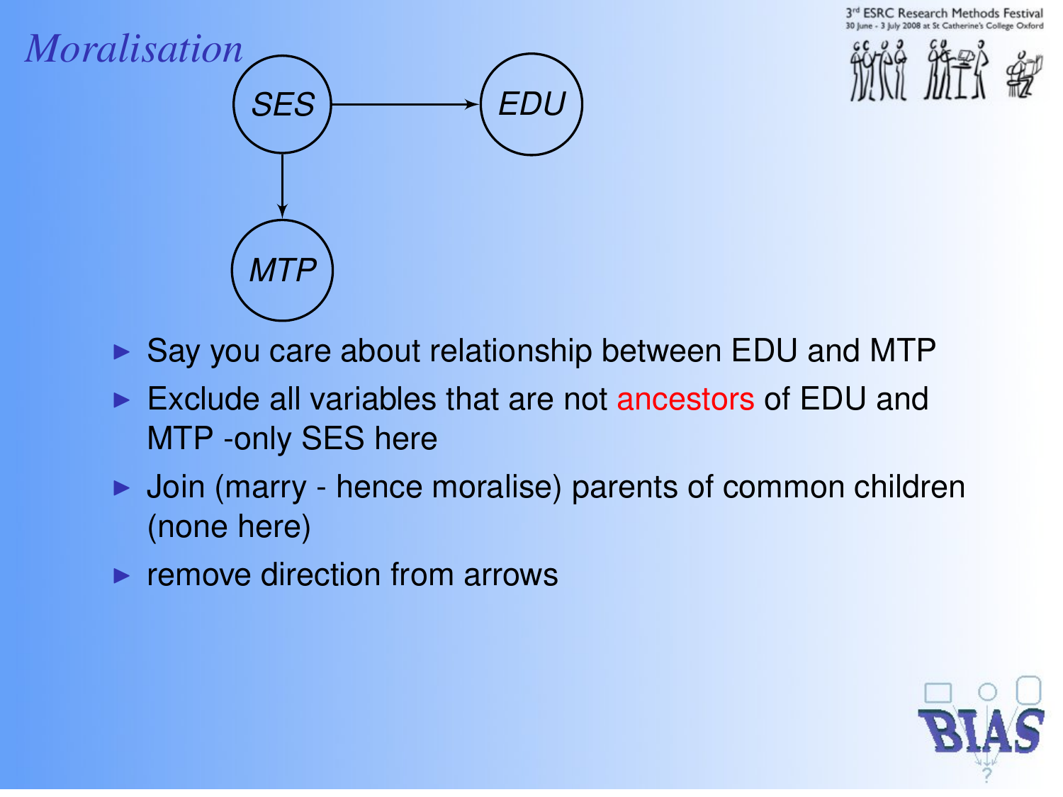# *Moralisation*

SES → EDU

SES → MTP

- Say you care about relationship between EDU and MTP
- Exclude all variables that are not ancestors of EDU and MTP -only SES here
- Join (marry - hence moralise) parents of common children (none here)
- remove direction from arrows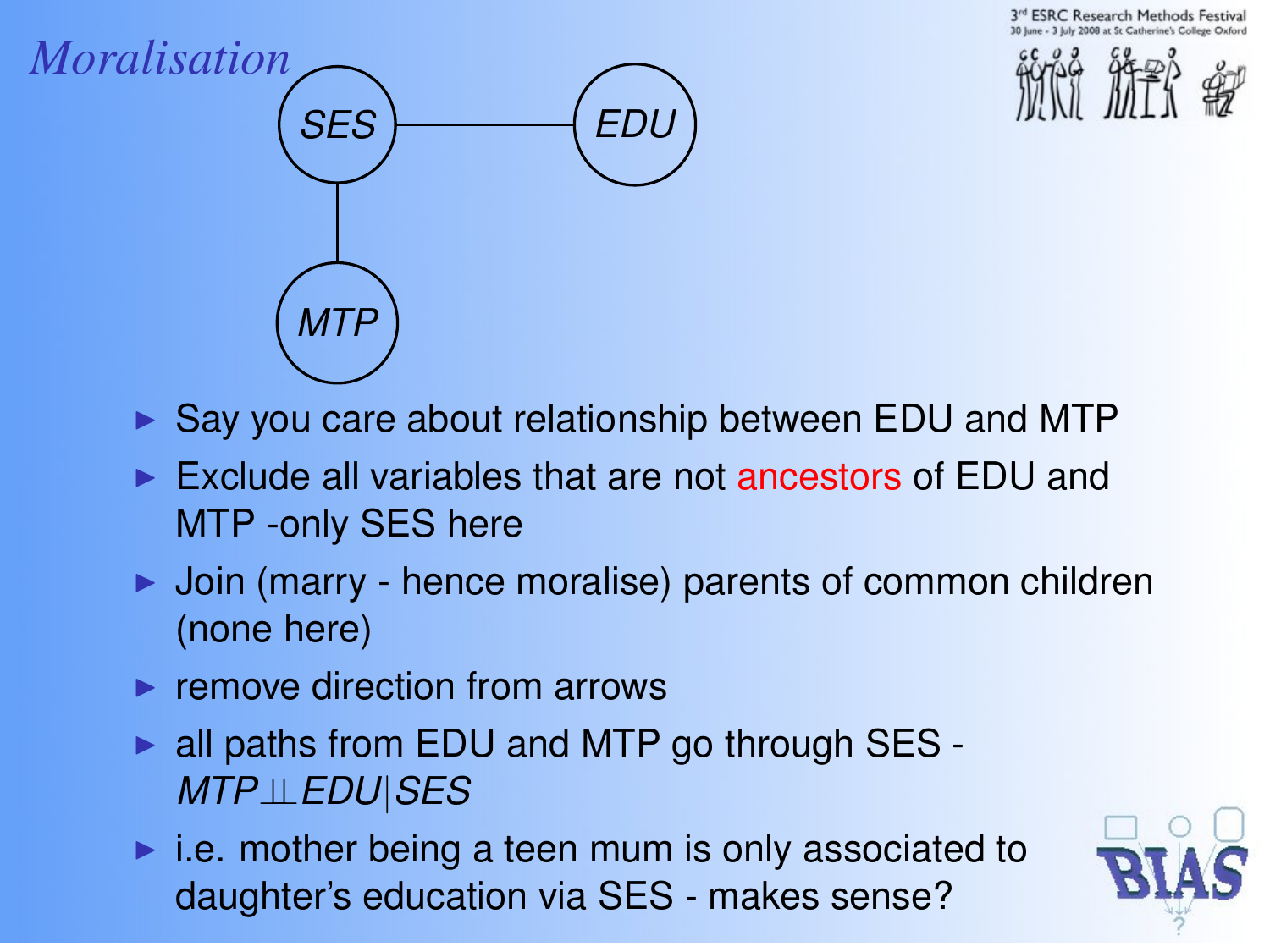# Moralisation

- Say you care about relationship between EDU and MTP
- Exclude all variables that are not ancestors of EDU and MTP -only SES here
- Join (marry - hence moralise) parents of common children (none here)
- remove direction from arrows
- all paths from EDU and MTP go through SES - $MTP \perp\!\!\!\perp EDU | SES$
- i.e. mother being a teen mum is only associated to daughter's education via SES - makes sense?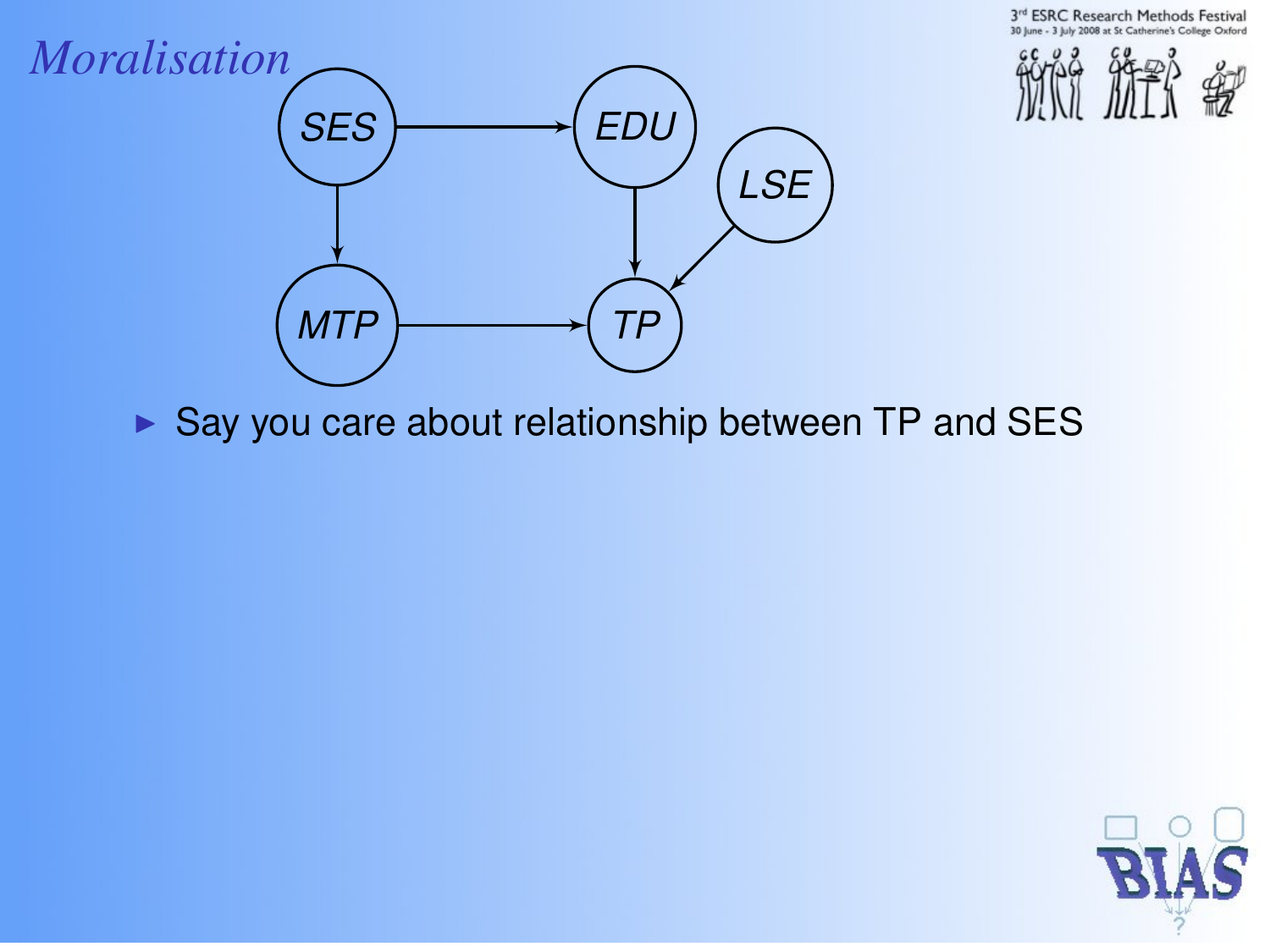# *Moralisation*

- Say you care about relationship between TP and SES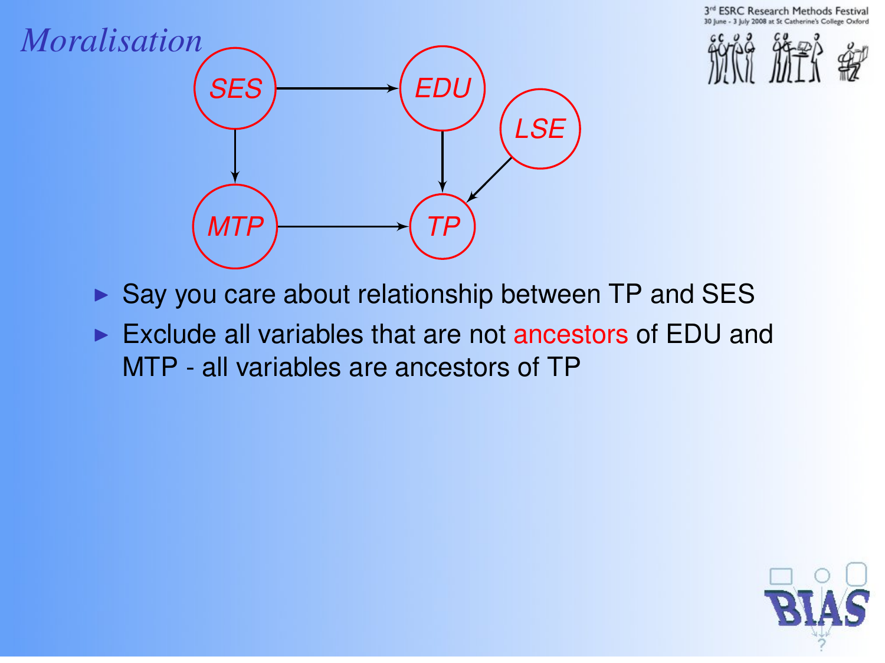## *Moralisation*

- Say you care about relationship between TP and SES
- Exclude all variables that are not ancestors of EDU and MTP - all variables are ancestors of TP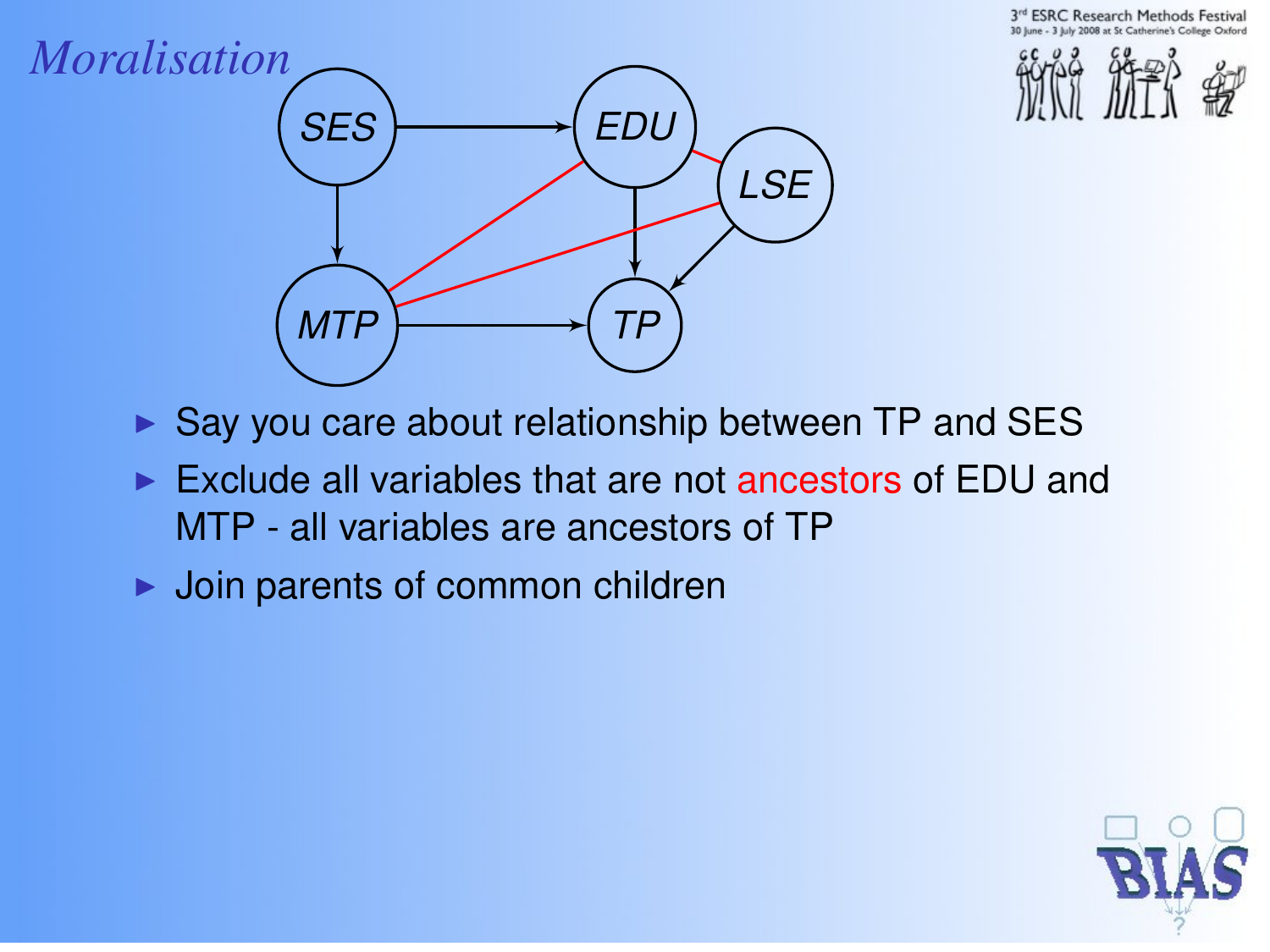# *Moralisation*

- Say you care about relationship between TP and SES
- Exclude all variables that are not ancestors of EDU and MTP - all variables are ancestors of TP
- Join parents of common children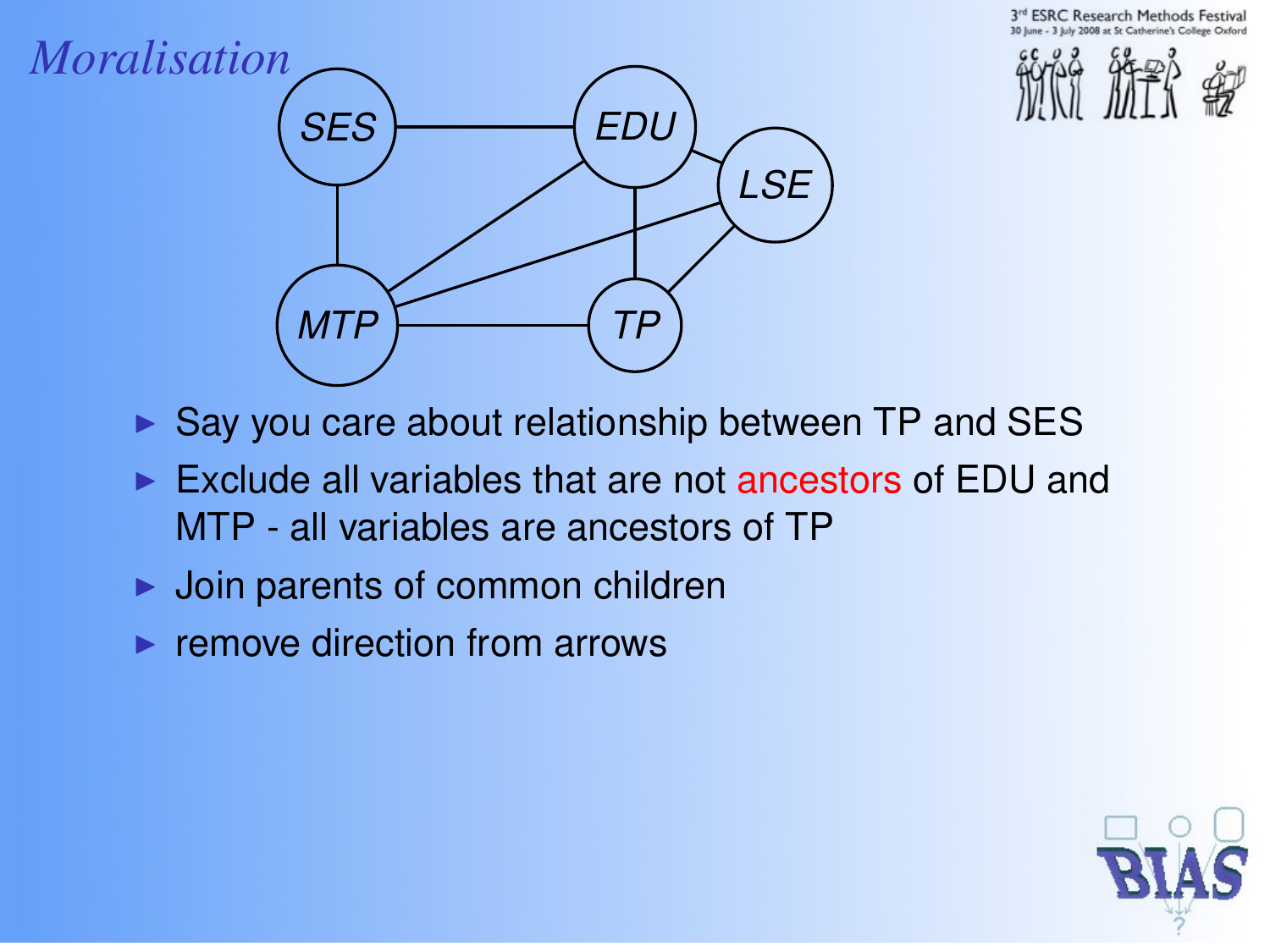# Moralisation

- Say you care about relationship between TP and SES
- Exclude all variables that are not ancestors of EDU and MTP - all variables are ancestors of TP
- Join parents of common children
- remove direction from arrows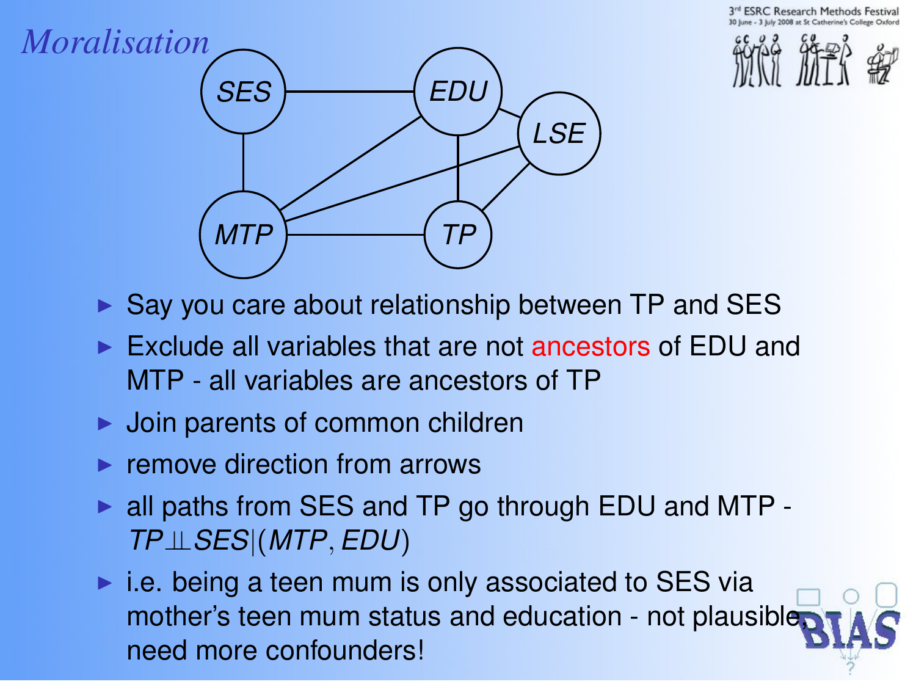# *Moralisation*

- Say you care about relationship between TP and SES
- Exclude all variables that are not ancestors of EDU and MTP - all variables are ancestors of TP
- Join parents of common children
- remove direction from arrows
- all paths from SES and TP go through EDU and MTP - $TP \perp\!\!\!\perp SES | (MTP, EDU)$
- i.e. being a teen mum is only associated to SES via mother's teen mum status and education - not plausible, need more confounders!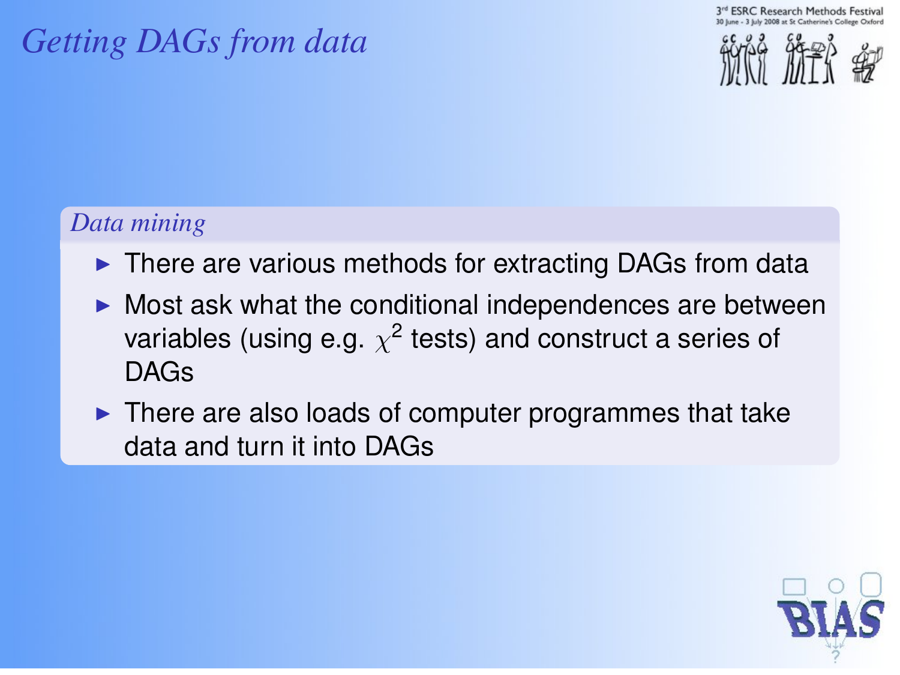# Getting DAGs from data

### Data mining

- There are various methods for extracting DAGs from data
- Most ask what the conditional independences are between variables (using e.g. $\chi^2$ tests) and construct a series of DAGs
- There are also loads of computer programmes that take data and turn it into DAGs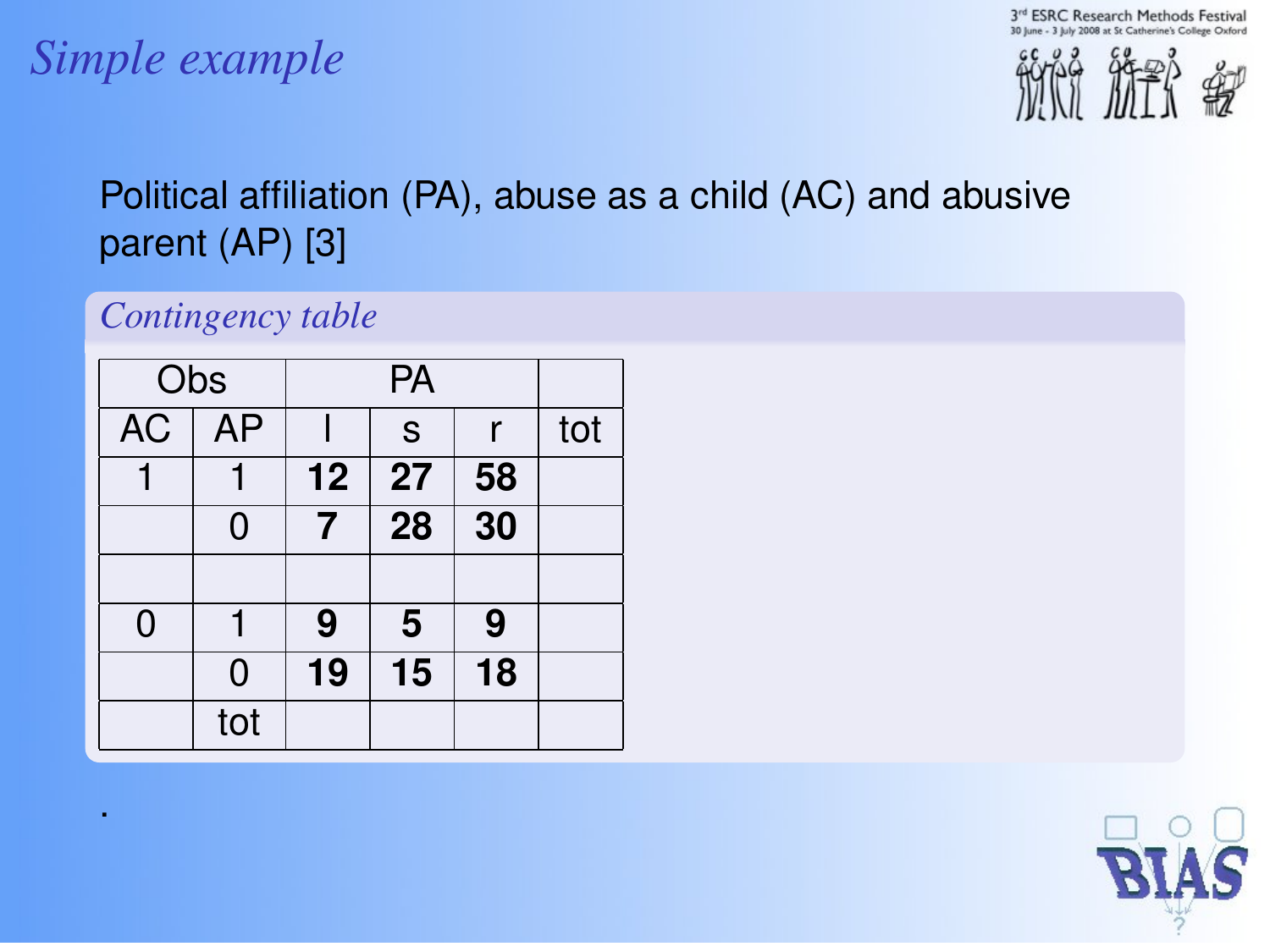## *Simple example*

Political affiliation (PA), abuse as a child (AC) and abusive parent (AP) [3]

*Contingency table*

| Obs | | PA | | | |
|---|---|---|---|---|---|
| AC | AP | l | s | r | tot |
| 1 | 1 | **12** | **27** | **58** | |
| | 0 | **7** | **28** | **30** | |
| | | | | | |
| 0 | 1 | **9** | **5** | **9** | |
| | 0 | **19** | **15** | **18** | |
| | tot | | | | |

.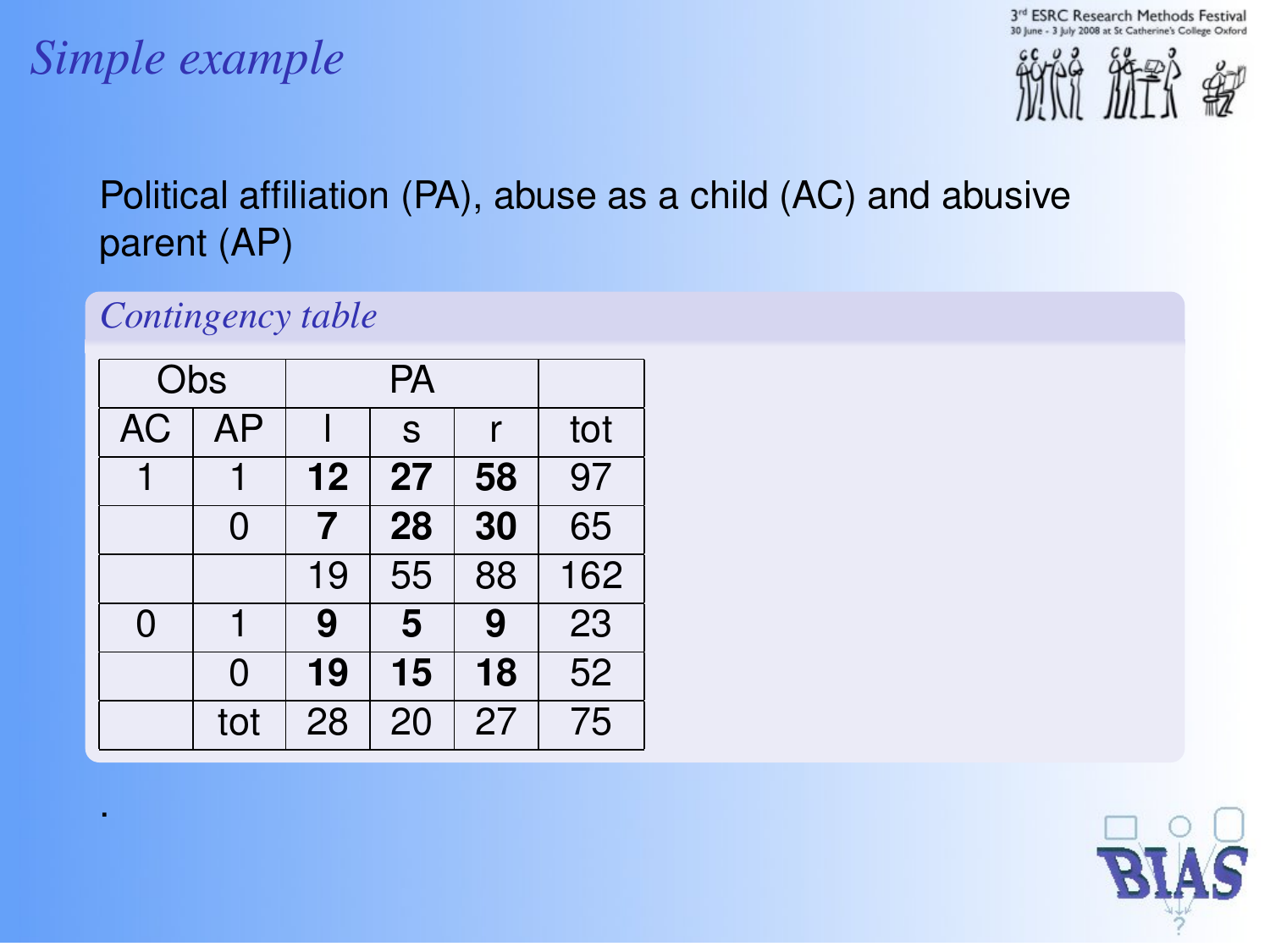# Simple example

Political affiliation (PA), abuse as a child (AC) and abusive parent (AP)

*Contingency table*

| Obs | | PA | | | |
|---|---|---|---|---|---|
| AC | AP | l | s | r | tot |
| 1 | 1 | **12** | **27** | **58** | 97 |
| | 0 | **7** | **28** | **30** | 65 |
| | | 19 | 55 | 88 | 162 |
| 0 | 1 | **9** | **5** | **9** | 23 |
| | 0 | **19** | **15** | **18** | 52 |
| | tot | 28 | 20 | 27 | 75 |

.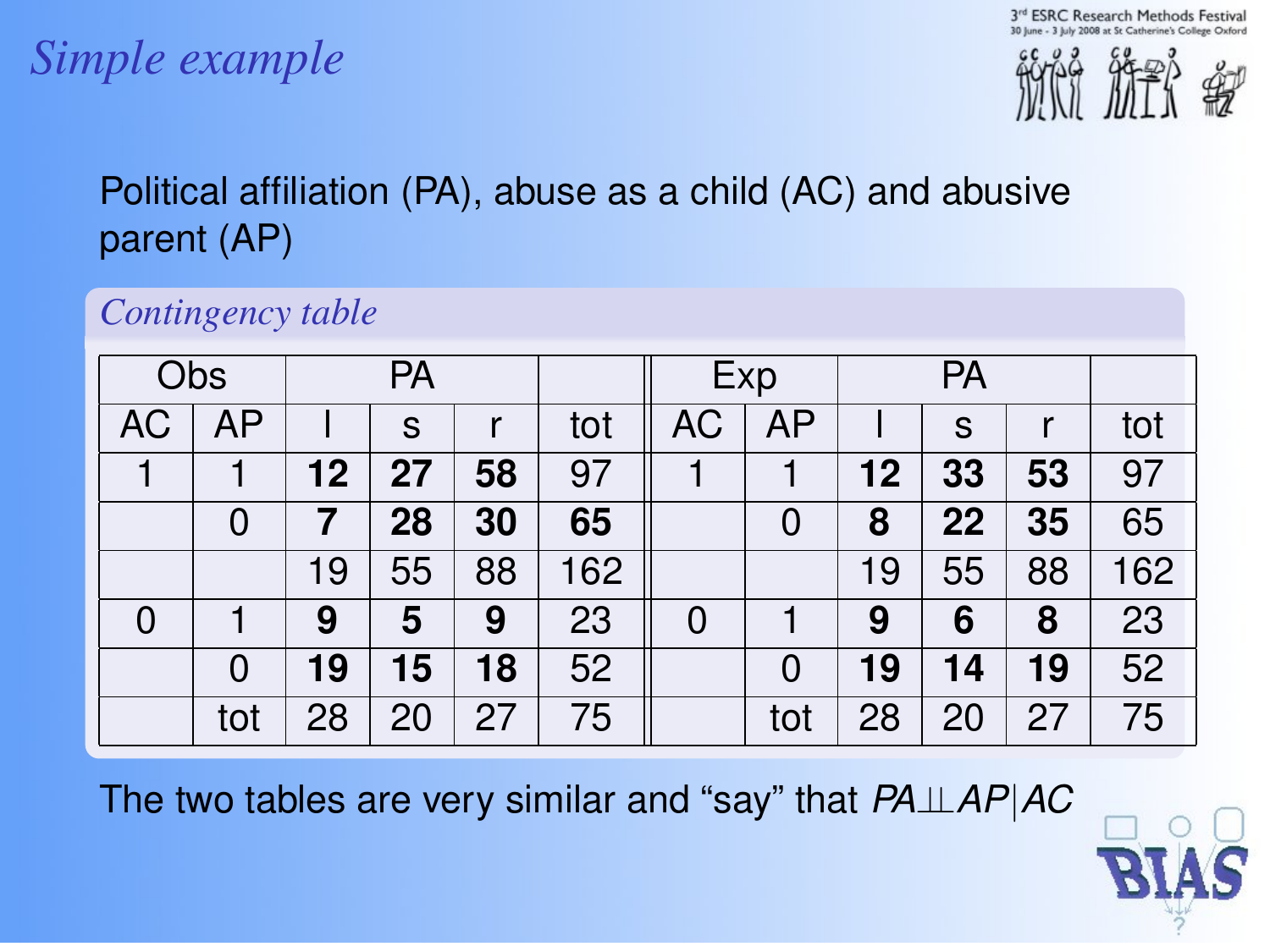# *Simple example*

Political affiliation (PA), abuse as a child (AC) and abusive parent (AP)

*Contingency table*

| Obs | | PA | | | | Exp | | PA | | | |
|---|---|---|---|---|---|---|---|---|---|---|---|
| AC | AP | l | s | r | tot | AC | AP | l | s | r | tot |
| 1 | 1 | **12** | **27** | **58** | 97 | 1 | 1 | **12** | **33** | **53** | 97 |
| | 0 | **7** | **28** | **30** | **65** | | 0 | **8** | **22** | **35** | 65 |
| | | 19 | 55 | 88 | 162 | | | 19 | 55 | 88 | 162 |
| 0 | 1 | **9** | **5** | **9** | 23 | 0 | 1 | **9** | **6** | **8** | 23 |
| | 0 | **19** | **15** | **18** | 52 | | 0 | **19** | **14** | **19** | 52 |
| | tot | 28 | 20 | 27 | 75 | | tot | 28 | 20 | 27 | 75 |

The two tables are very similar and "say" that $PA \perp\!\!\!\perp AP | AC$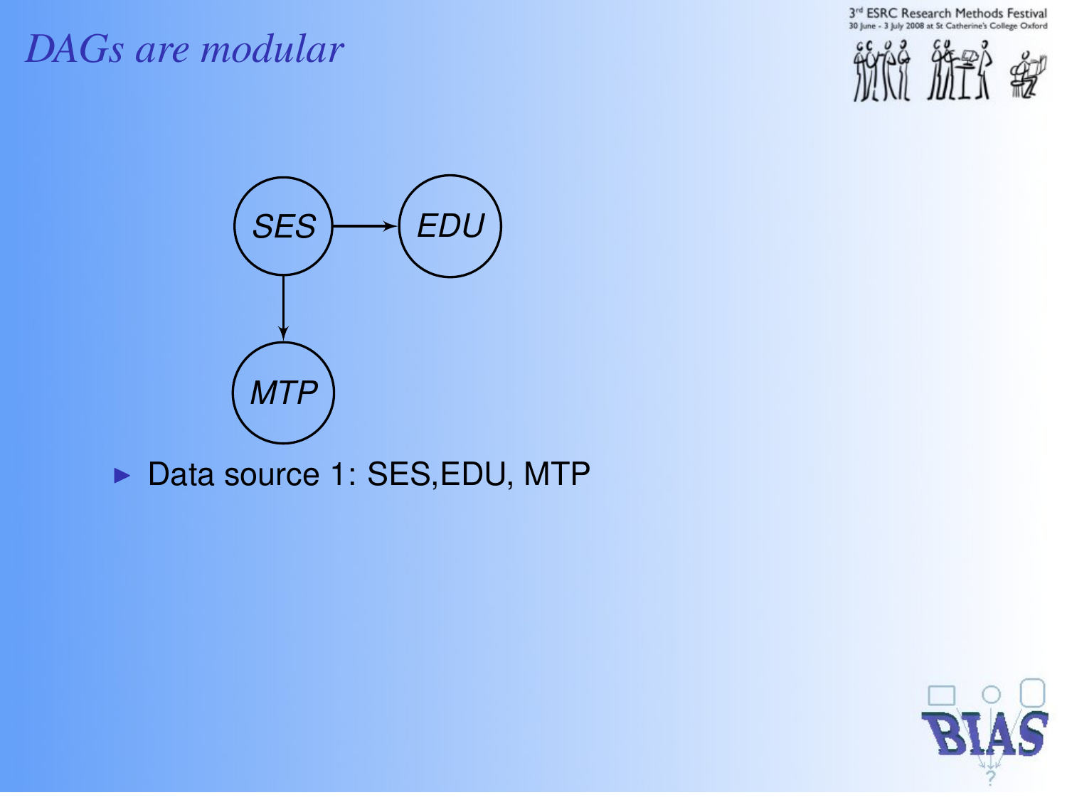# *DAGs are modular*

- Data source 1: SES,EDU, MTP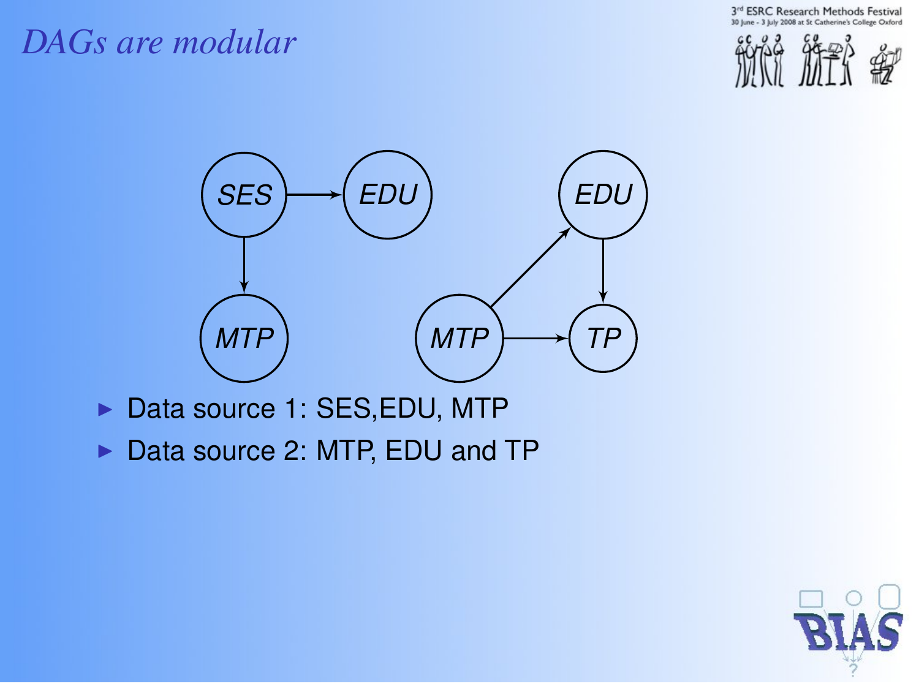# *DAGs are modular*

- Data source 1: SES,EDU, MTP
- Data source 2: MTP, EDU and TP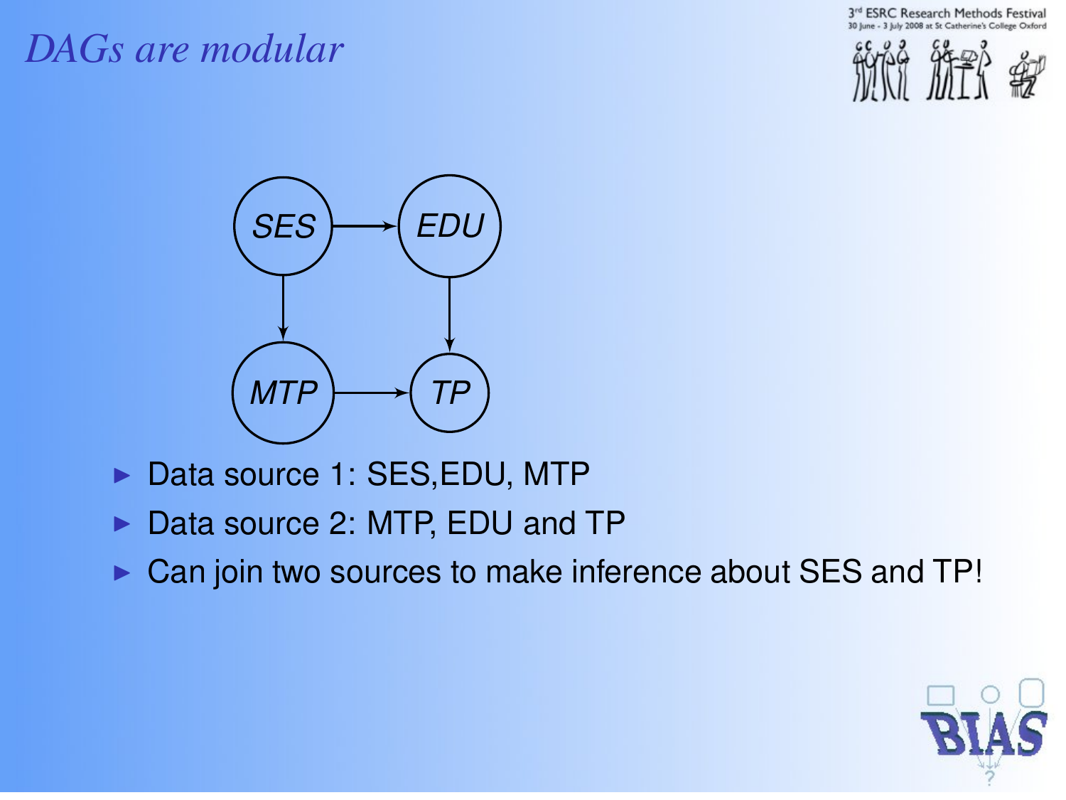# *DAGs are modular*

- Data source 1: SES,EDU, MTP
- Data source 2: MTP, EDU and TP
- Can join two sources to make inference about SES and TP!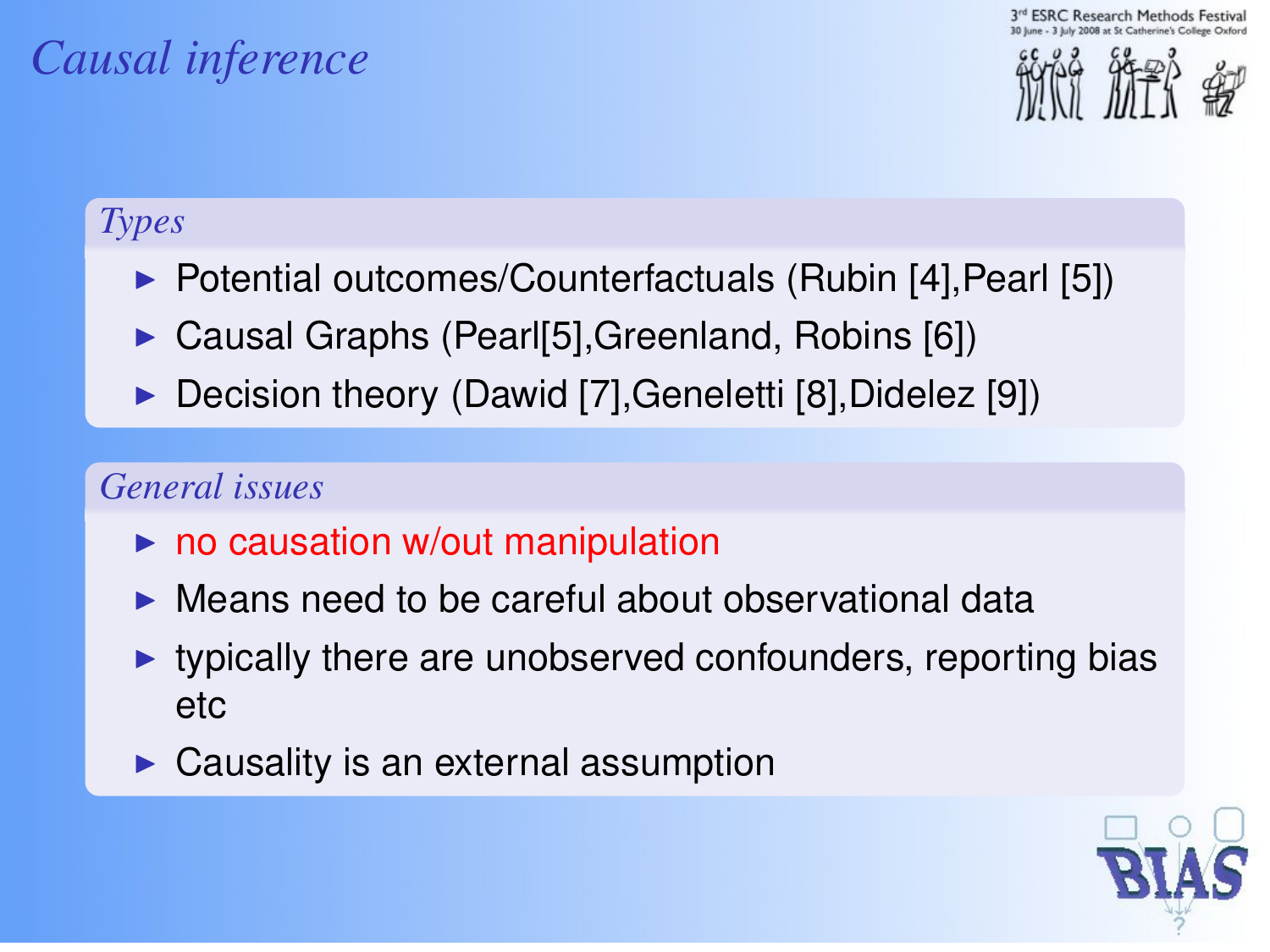# *Causal inference*

### *Types*

- Potential outcomes/Counterfactuals (Rubin [4],Pearl [5])
- Causal Graphs (Pearl[5],Greenland, Robins [6])
- Decision theory (Dawid [7],Geneletti [8],Didelez [9])

### *General issues*

- no causation w/out manipulation
- Means need to be careful about observational data
- typically there are unobserved confounders, reporting bias etc
- Causality is an external assumption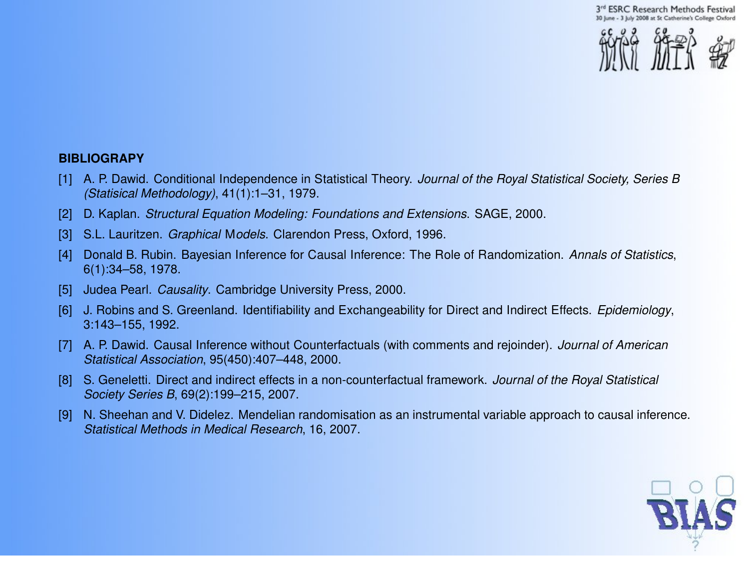**BIBLIOGRAPY**

[1] A. P. Dawid. Conditional Independence in Statistical Theory. *Journal of the Royal Statistical Society, Series B (Statisical Methodology)*, 41(1):1–31, 1979.

[2] D. Kaplan. *Structural Equation Modeling: Foundations and Extensions*. SAGE, 2000.

[3] S.L. Lauritzen. *Graphical Models*. Clarendon Press, Oxford, 1996.

[4] Donald B. Rubin. Bayesian Inference for Causal Inference: The Role of Randomization. *Annals of Statistics*, 6(1):34–58, 1978.

[5] Judea Pearl. *Causality*. Cambridge University Press, 2000.

[6] J. Robins and S. Greenland. Identifiability and Exchangeability for Direct and Indirect Effects. *Epidemiology*, 3:143–155, 1992.

[7] A. P. Dawid. Causal Inference without Counterfactuals (with comments and rejoinder). *Journal of American Statistical Association*, 95(450):407–448, 2000.

[8] S. Geneletti. Direct and indirect effects in a non-counterfactual framework. *Journal of the Royal Statistical Society Series B*, 69(2):199–215, 2007.

[9] N. Sheehan and V. Didelez. Mendelian randomisation as an instrumental variable approach to causal inference. *Statistical Methods in Medical Research*, 16, 2007.